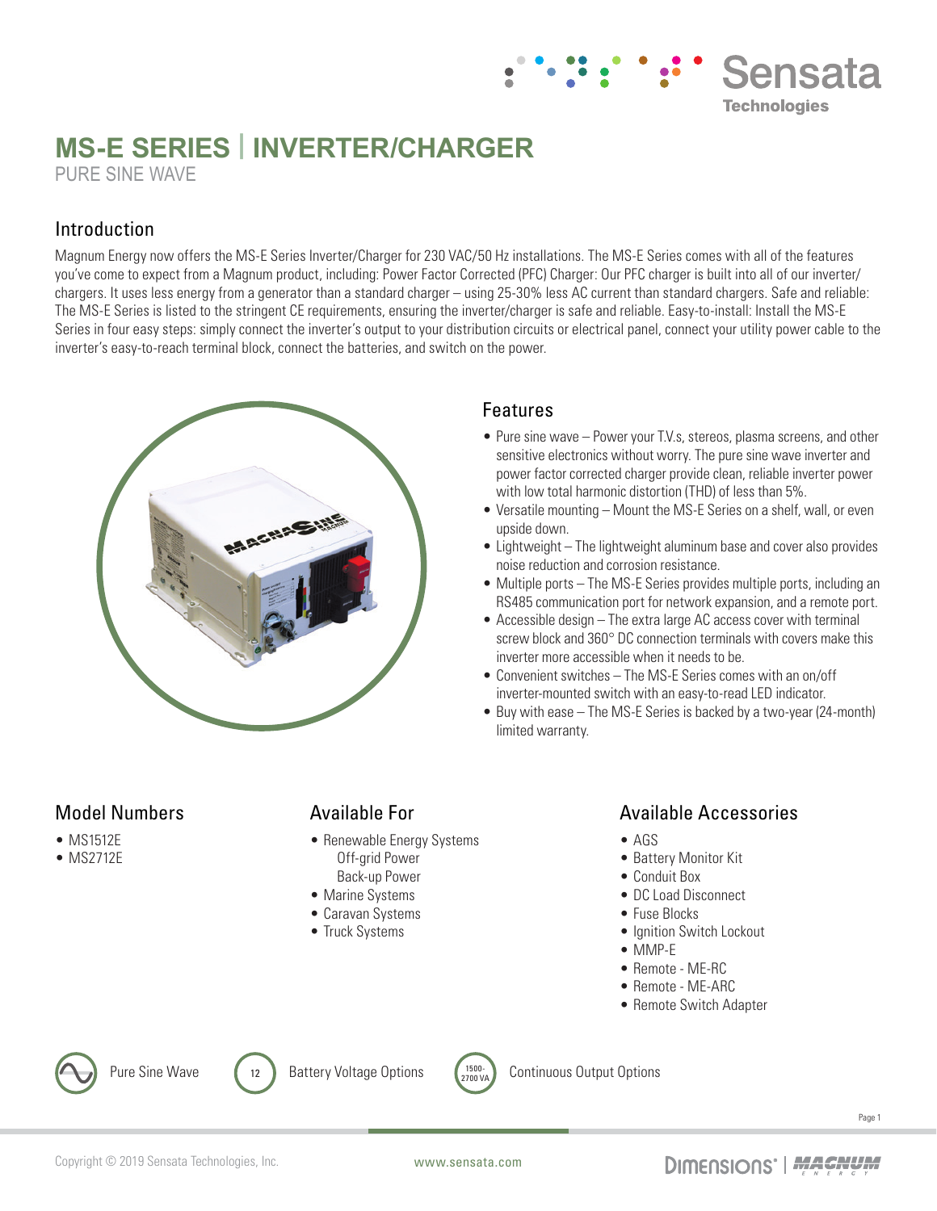# MS-E SERIES | INVERTER/CHARGER

PURE SINE WAVE

## Introduction

Magnum Energy now offers the MS-E Series Inverter/Charger for 230 VAC/50 Hz installations. The MS-E Series comes with all of the features you've come to expect from a Magnum product, including: Power Factor Corrected (PFC) Charger: Our PFC charger is built into all of our inverter/chargers. It uses less energy from a generator than a standard charger – using 25-30% less AC current than standard chargers. Safe and reliable: The MS-E Series is listed to the stringent CE requirements, ensuring the inverter/charger is safe and reliable. Easy-to-install: Install the MS-E Series in four easy steps: simply connect the inverter's output to your distribution circuits or electrical panel, connect your utility power cable to the inverter's easy-to-reach terminal block, connect the batteries, and switch on the power.

## Features

- Pure sine wave – Power your T.V.s, stereos, plasma screens, and other sensitive electronics without worry. The pure sine wave inverter and power factor corrected charger provide clean, reliable inverter power with low total harmonic distortion (THD) of less than 5%.
- Versatile mounting – Mount the MS-E Series on a shelf, wall, or even upside down.
- Lightweight – The lightweight aluminum base and cover also provides noise reduction and corrosion resistance.
- Multiple ports – The MS-E Series provides multiple ports, including an RS485 communication port for network expansion, and a remote port.
- Accessible design – The extra large AC access cover with terminal screw block and 360° DC connection terminals with covers make this inverter more accessible when it needs to be.
- Convenient switches – The MS-E Series comes with an on/off inverter-mounted switch with an easy-to-read LED indicator.
- Buy with ease – The MS-E Series is backed by a two-year (24-month) limited warranty.

## Model Numbers

- MS1512E
- MS2712E

## Available For

- Renewable Energy Systems
  - Off-grid Power
  - Back-up Power
- Marine Systems
- Caravan Systems
- Truck Systems

## Available Accessories

- AGS
- Battery Monitor Kit
- Conduit Box
- DC Load Disconnect
- Fuse Blocks
- Ignition Switch Lockout
- MMP-E
- Remote - ME-RC
- Remote - ME-ARC
- Remote Switch Adapter

Pure Sine Wave | 12 Battery Voltage Options | 1500-2700 VA Continuous Output Options

Copyright © 2019 Sensata Technologies, Inc. www.sensata.com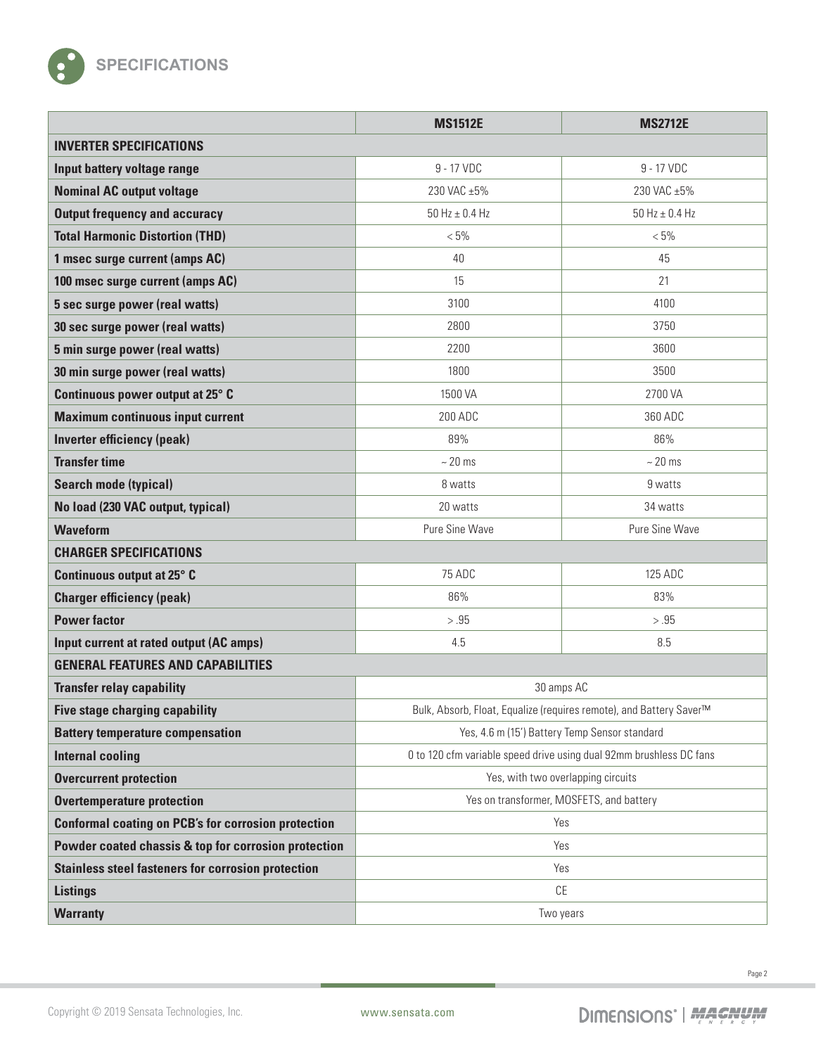## SPECIFICATIONS

| | MS1512E | MS2712E |
|---|---|---|
| **INVERTER SPECIFICATIONS** | | |
| **Input battery voltage range** | 9 - 17 VDC | 9 - 17 VDC |
| **Nominal AC output voltage** | 230 VAC ±5% | 230 VAC ±5% |
| **Output frequency and accuracy** | 50 Hz ± 0.4 Hz | 50 Hz ± 0.4 Hz |
| **Total Harmonic Distortion (THD)** | < 5% | < 5% |
| **1 msec surge current (amps AC)** | 40 | 45 |
| **100 msec surge current (amps AC)** | 15 | 21 |
| **5 sec surge power (real watts)** | 3100 | 4100 |
| **30 sec surge power (real watts)** | 2800 | 3750 |
| **5 min surge power (real watts)** | 2200 | 3600 |
| **30 min surge power (real watts)** | 1800 | 3500 |
| **Continuous power output at 25° C** | 1500 VA | 2700 VA |
| **Maximum continuous input current** | 200 ADC | 360 ADC |
| **Inverter efficiency (peak)** | 89% | 86% |
| **Transfer time** | ~ 20 ms | ~ 20 ms |
| **Search mode (typical)** | 8 watts | 9 watts |
| **No load (230 VAC output, typical)** | 20 watts | 34 watts |
| **Waveform** | Pure Sine Wave | Pure Sine Wave |
| **CHARGER SPECIFICATIONS** | | |
| **Continuous output at 25° C** | 75 ADC | 125 ADC |
| **Charger efficiency (peak)** | 86% | 83% |
| **Power factor** | > .95 | > .95 |
| **Input current at rated output (AC amps)** | 4.5 | 8.5 |
| **GENERAL FEATURES AND CAPABILITIES** | | |
| **Transfer relay capability** | 30 amps AC | |
| **Five stage charging capability** | Bulk, Absorb, Float, Equalize (requires remote), and Battery Saver™ | |
| **Battery temperature compensation** | Yes, 4.6 m (15') Battery Temp Sensor standard | |
| **Internal cooling** | 0 to 120 cfm variable speed drive using dual 92mm brushless DC fans | |
| **Overcurrent protection** | Yes, with two overlapping circuits | |
| **Overtemperature protection** | Yes on transformer, MOSFETS, and battery | |
| **Conformal coating on PCB's for corrosion protection** | Yes | |
| **Powder coated chassis & top for corrosion protection** | Yes | |
| **Stainless steel fasteners for corrosion protection** | Yes | |
| **Listings** | CE | |
| **Warranty** | Two years | |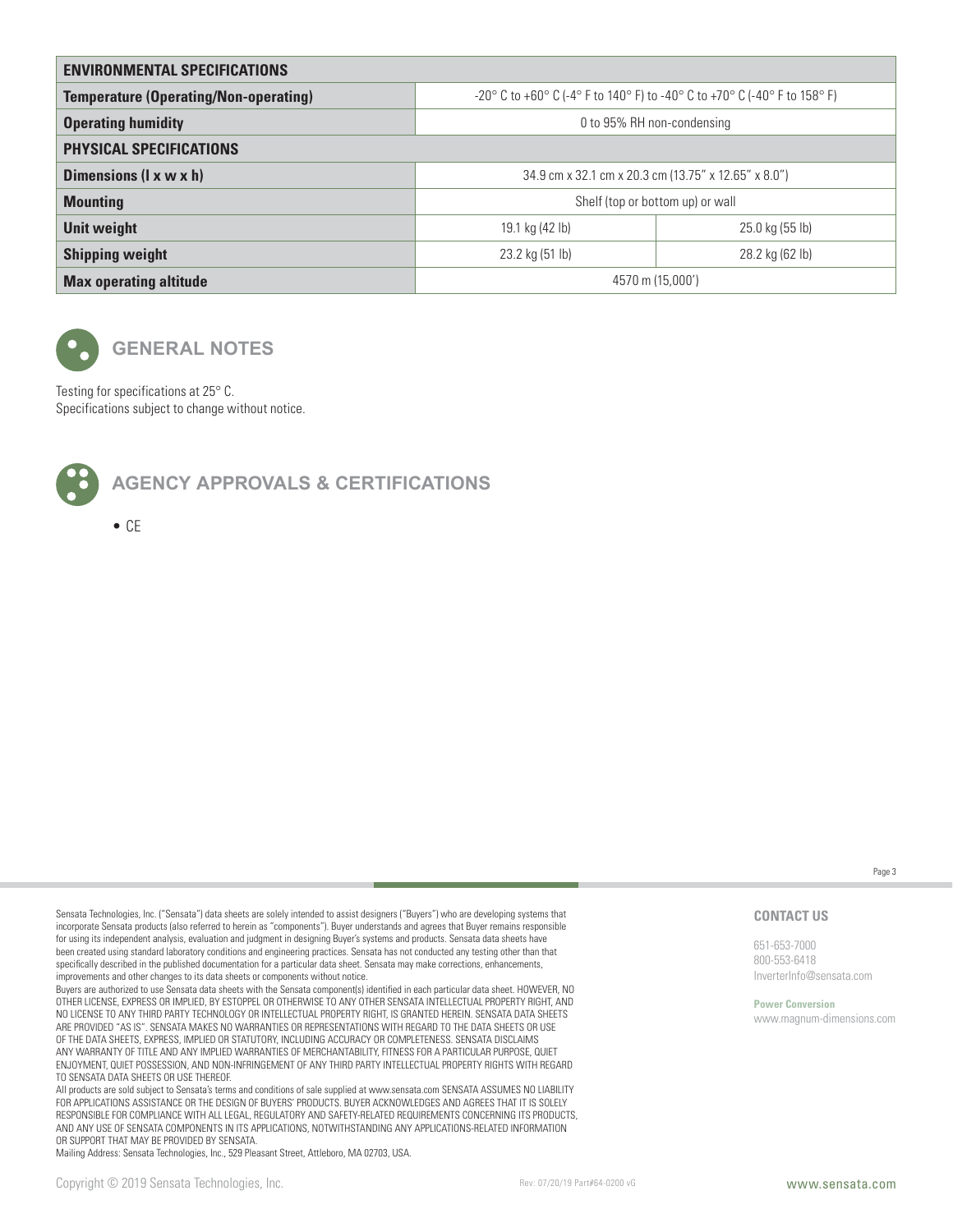| ENVIRONMENTAL SPECIFICATIONS | | |
|---|---|---|
| **Temperature (Operating/Non-operating)** | -20° C to +60° C (-4° F to 140° F) to -40° C to +70° C (-40° F to 158° F) | |
| **Operating humidity** | 0 to 95% RH non-condensing | |
| **PHYSICAL SPECIFICATIONS** | | |
| **Dimensions (l x w x h)** | 34.9 cm x 32.1 cm x 20.3 cm (13.75" x 12.65" x 8.0") | |
| **Mounting** | Shelf (top or bottom up) or wall | |
| **Unit weight** | 19.1 kg (42 lb) | 25.0 kg (55 lb) |
| **Shipping weight** | 23.2 kg (51 lb) | 28.2 kg (62 lb) |
| **Max operating altitude** | 4570 m (15,000') | |

## GENERAL NOTES

Testing for specifications at 25° C.
Specifications subject to change without notice.

## AGENCY APPROVALS & CERTIFICATIONS

- CE

Sensata Technologies, Inc. ("Sensata") data sheets are solely intended to assist designers ("Buyers") who are developing systems that incorporate Sensata products (also referred to herein as "components"). Buyer understands and agrees that Buyer remains responsible for using its independent analysis, evaluation and judgment in designing Buyer's systems and products. Sensata data sheets have been created using standard laboratory conditions and engineering practices. Sensata has not conducted any testing other than that specifically described in the published documentation for a particular data sheet. Sensata may make corrections, enhancements, improvements and other changes to its data sheets or components without notice.

Buyers are authorized to use Sensata data sheets with the Sensata component(s) identified in each particular data sheet. HOWEVER, NO OTHER LICENSE, EXPRESS OR IMPLIED, BY ESTOPPEL OR OTHERWISE TO ANY OTHER SENSATA INTELLECTUAL PROPERTY RIGHT, AND NO LICENSE TO ANY THIRD PARTY TECHNOLOGY OR INTELLECTUAL PROPERTY RIGHT, IS GRANTED HEREIN. SENSATA DATA SHEETS ARE PROVIDED "AS IS". SENSATA MAKES NO WARRANTIES OR REPRESENTATIONS WITH REGARD TO THE DATA SHEETS OR USE OF THE DATA SHEETS, EXPRESS, IMPLIED OR STATUTORY, INCLUDING ACCURACY OR COMPLETENESS. SENSATA DISCLAIMS ANY WARRANTY OF TITLE AND ANY IMPLIED WARRANTIES OF MERCHANTABILITY, FITNESS FOR A PARTICULAR PURPOSE, QUIET ENJOYMENT, QUIET POSSESSION, AND NON-INFRINGEMENT OF ANY THIRD PARTY INTELLECTUAL PROPERTY RIGHTS WITH REGARD TO SENSATA DATA SHEETS OR USE THEREOF.

All products are sold subject to Sensata's terms and conditions of sale supplied at www.sensata.com SENSATA ASSUMES NO LIABILITY FOR APPLICATIONS ASSISTANCE OR THE DESIGN OF BUYERS' PRODUCTS. BUYER ACKNOWLEDGES AND AGREES THAT IT IS SOLELY RESPONSIBLE FOR COMPLIANCE WITH ALL LEGAL, REGULATORY AND SAFETY-RELATED REQUIREMENTS CONCERNING ITS PRODUCTS, AND ANY USE OF SENSATA COMPONENTS IN ITS APPLICATIONS, NOTWITHSTANDING ANY APPLICATIONS-RELATED INFORMATION OR SUPPORT THAT MAY BE PROVIDED BY SENSATA.

Mailing Address: Sensata Technologies, Inc., 529 Pleasant Street, Attleboro, MA 02703, USA.

### CONTACT US

651-653-7000
800-553-6418
InverterInfo@sensata.com

**Power Conversion**
www.magnum-dimensions.com

Copyright © 2019 Sensata Technologies, Inc.

Rev: 07/20/19 Part#64-0200 vG

www.sensata.com